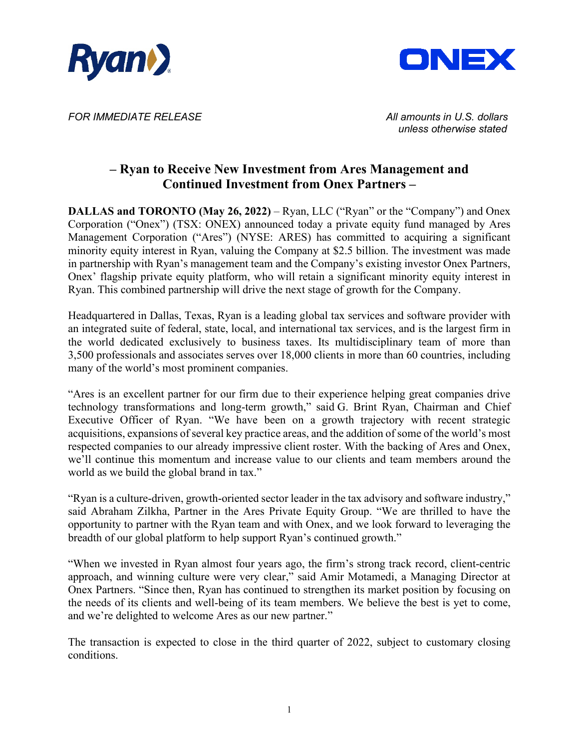*FOR IMMEDIATE RELEASE*

*All amounts in U.S. dollars unless otherwise stated*

## – Ryan to Receive New Investment from Ares Management and Continued Investment from Onex Partners –

**DALLAS and TORONTO (May 26, 2022)** – Ryan, LLC ("Ryan" or the "Company") and Onex Corporation ("Onex") (TSX: ONEX) announced today a private equity fund managed by Ares Management Corporation ("Ares") (NYSE: ARES) has committed to acquiring a significant minority equity interest in Ryan, valuing the Company at $2.5 billion. The investment was made in partnership with Ryan's management team and the Company's existing investor Onex Partners, Onex' flagship private equity platform, who will retain a significant minority equity interest in Ryan. This combined partnership will drive the next stage of growth for the Company.

Headquartered in Dallas, Texas, Ryan is a leading global tax services and software provider with an integrated suite of federal, state, local, and international tax services, and is the largest firm in the world dedicated exclusively to business taxes. Its multidisciplinary team of more than 3,500 professionals and associates serves over 18,000 clients in more than 60 countries, including many of the world's most prominent companies.

"Ares is an excellent partner for our firm due to their experience helping great companies drive technology transformations and long-term growth," said G. Brint Ryan, Chairman and Chief Executive Officer of Ryan. "We have been on a growth trajectory with recent strategic acquisitions, expansions of several key practice areas, and the addition of some of the world's most respected companies to our already impressive client roster. With the backing of Ares and Onex, we'll continue this momentum and increase value to our clients and team members around the world as we build the global brand in tax."

"Ryan is a culture-driven, growth-oriented sector leader in the tax advisory and software industry," said Abraham Zilkha, Partner in the Ares Private Equity Group. "We are thrilled to have the opportunity to partner with the Ryan team and with Onex, and we look forward to leveraging the breadth of our global platform to help support Ryan's continued growth."

"When we invested in Ryan almost four years ago, the firm's strong track record, client-centric approach, and winning culture were very clear," said Amir Motamedi, a Managing Director at Onex Partners. "Since then, Ryan has continued to strengthen its market position by focusing on the needs of its clients and well-being of its team members. We believe the best is yet to come, and we're delighted to welcome Ares as our new partner."

The transaction is expected to close in the third quarter of 2022, subject to customary closing conditions.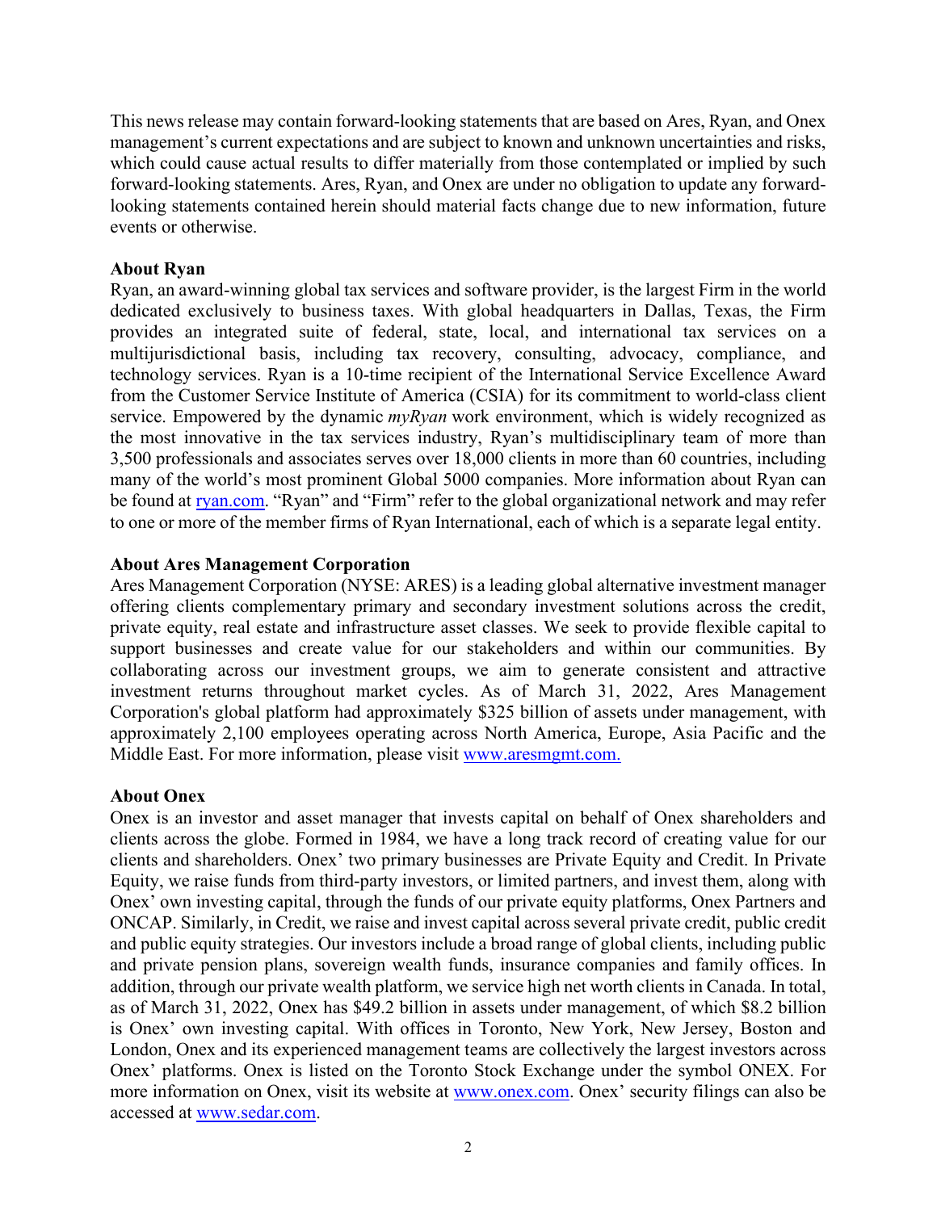This news release may contain forward-looking statements that are based on Ares, Ryan, and Onex management's current expectations and are subject to known and unknown uncertainties and risks, which could cause actual results to differ materially from those contemplated or implied by such forward-looking statements. Ares, Ryan, and Onex are under no obligation to update any forward-looking statements contained herein should material facts change due to new information, future events or otherwise.

**About Ryan**

Ryan, an award-winning global tax services and software provider, is the largest Firm in the world dedicated exclusively to business taxes. With global headquarters in Dallas, Texas, the Firm provides an integrated suite of federal, state, local, and international tax services on a multijurisdictional basis, including tax recovery, consulting, advocacy, compliance, and technology services. Ryan is a 10-time recipient of the International Service Excellence Award from the Customer Service Institute of America (CSIA) for its commitment to world-class client service. Empowered by the dynamic *myRyan* work environment, which is widely recognized as the most innovative in the tax services industry, Ryan's multidisciplinary team of more than 3,500 professionals and associates serves over 18,000 clients in more than 60 countries, including many of the world's most prominent Global 5000 companies. More information about Ryan can be found at [ryan.com](ryan.com). "Ryan" and "Firm" refer to the global organizational network and may refer to one or more of the member firms of Ryan International, each of which is a separate legal entity.

**About Ares Management Corporation**

Ares Management Corporation (NYSE: ARES) is a leading global alternative investment manager offering clients complementary primary and secondary investment solutions across the credit, private equity, real estate and infrastructure asset classes. We seek to provide flexible capital to support businesses and create value for our stakeholders and within our communities. By collaborating across our investment groups, we aim to generate consistent and attractive investment returns throughout market cycles. As of March 31, 2022, Ares Management Corporation's global platform had approximately $325 billion of assets under management, with approximately 2,100 employees operating across North America, Europe, Asia Pacific and the Middle East. For more information, please visit [www.aresmgmt.com.](www.aresmgmt.com)

**About Onex**

Onex is an investor and asset manager that invests capital on behalf of Onex shareholders and clients across the globe. Formed in 1984, we have a long track record of creating value for our clients and shareholders. Onex' two primary businesses are Private Equity and Credit. In Private Equity, we raise funds from third-party investors, or limited partners, and invest them, along with Onex' own investing capital, through the funds of our private equity platforms, Onex Partners and ONCAP. Similarly, in Credit, we raise and invest capital across several private credit, public credit and public equity strategies. Our investors include a broad range of global clients, including public and private pension plans, sovereign wealth funds, insurance companies and family offices. In addition, through our private wealth platform, we service high net worth clients in Canada. In total, as of March 31, 2022, Onex has $49.2 billion in assets under management, of which $8.2 billion is Onex' own investing capital. With offices in Toronto, New York, New Jersey, Boston and London, Onex and its experienced management teams are collectively the largest investors across Onex' platforms. Onex is listed on the Toronto Stock Exchange under the symbol ONEX. For more information on Onex, visit its website at [www.onex.com](www.onex.com). Onex' security filings can also be accessed at [www.sedar.com](www.sedar.com).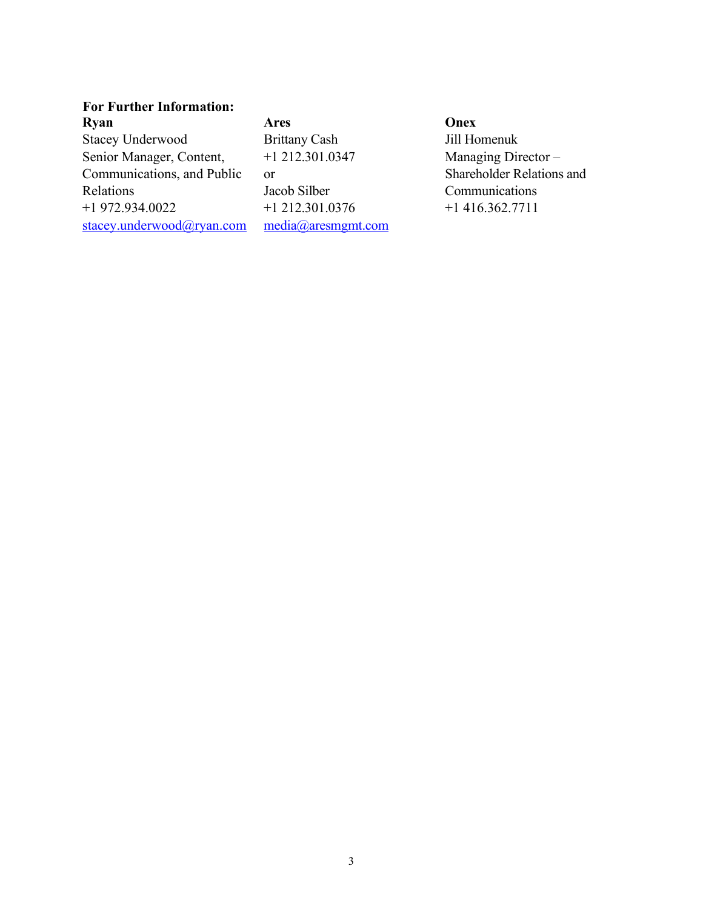**For Further Information:**

**Ryan**
Stacey Underwood
Senior Manager, Content, Communications, and Public Relations
+1 972.934.0022
stacey.underwood@ryan.com

**Ares**
Brittany Cash
+1 212.301.0347
or
Jacob Silber
+1 212.301.0376
media@aresmgmt.com

**Onex**
Jill Homenuk
Managing Director – Shareholder Relations and Communications
+1 416.362.7711